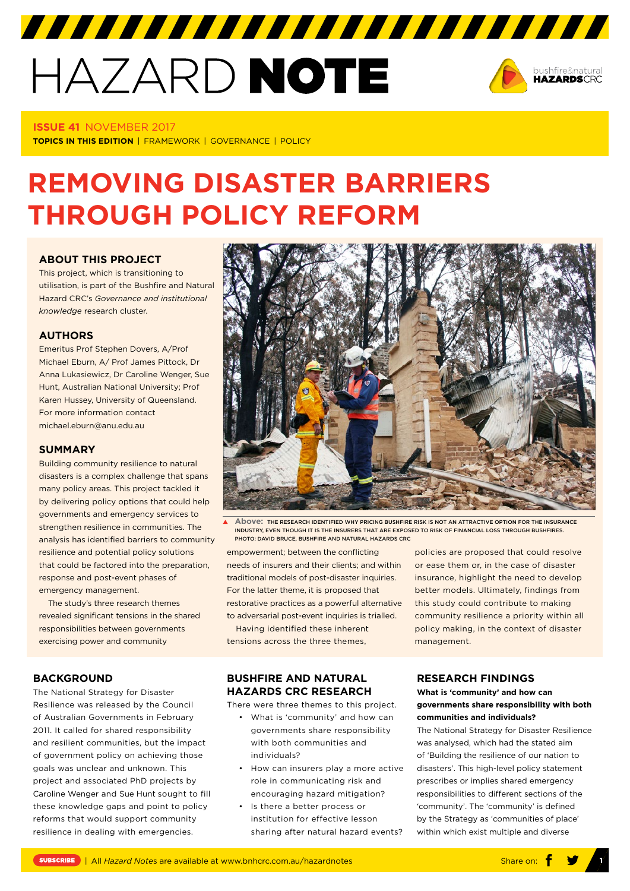# HAZARD NOTE

**ISSUE 41** NOVEMBER 2017

**TOPICS IN THIS EDITION** | FRAMEWORK | GOVERNANCE | POLICY

# REMOVING DISASTER BARRIERS THROUGH POLICY REFORM

## ABOUT THIS PROJECT

This project, which is transitioning to utilisation, is part of the Bushfire and Natural Hazard CRC's *Governance and institutional knowledge* research cluster.

## AUTHORS

Emeritus Prof Stephen Dovers, A/Prof Michael Eburn, A/ Prof James Pittock, Dr Anna Lukasiewicz, Dr Caroline Wenger, Sue Hunt, Australian National University; Prof Karen Hussey, University of Queensland. For more information contact michael.eburn@anu.edu.au

## SUMMARY

Building community resilience to natural disasters is a complex challenge that spans many policy areas. This project tackled it by delivering policy options that could help governments and emergency services to strengthen resilience in communities. The analysis has identified barriers to community resilience and potential policy solutions that could be factored into the preparation, response and post-event phases of emergency management.

The study's three research themes revealed significant tensions in the shared responsibilities between governments exercising power and community empowerment; between the conflicting needs of insurers and their clients; and within traditional models of post-disaster inquiries. For the latter theme, it is proposed that restorative practices as a powerful alternative to adversarial post-event inquiries is trialled.

Having identified these inherent tensions across the three themes, policies are proposed that could resolve or ease them or, in the case of disaster insurance, highlight the need to develop better models. Ultimately, findings from this study could contribute to making community resilience a priority within all policy making, in the context of disaster management.

**Above:** THE RESEARCH IDENTIFIED WHY PRICING BUSHFIRE RISK IS NOT AN ATTRACTIVE OPTION FOR THE INSURANCE INDUSTRY, EVEN THOUGH IT IS THE INSURERS THAT ARE EXPOSED TO RISK OF FINANCIAL LOSS THROUGH BUSHFIRES. PHOTO: DAVID BRUCE, BUSHFIRE AND NATURAL HAZARDS CRC

## BACKGROUND

The National Strategy for Disaster Resilience was released by the Council of Australian Governments in February 2011. It called for shared responsibility and resilient communities, but the impact of government policy on achieving those goals was unclear and unknown. This project and associated PhD projects by Caroline Wenger and Sue Hunt sought to fill these knowledge gaps and point to policy reforms that would support community resilience in dealing with emergencies.

## BUSHFIRE AND NATURAL HAZARDS CRC RESEARCH

There were three themes to this project.

- What is 'community' and how can governments share responsibility with both communities and individuals?
- How can insurers play a more active role in communicating risk and encouraging hazard mitigation?
- Is there a better process or institution for effective lesson sharing after natural hazard events?

## RESEARCH FINDINGS

**What is 'community' and how can governments share responsibility with both communities and individuals?**

The National Strategy for Disaster Resilience was analysed, which had the stated aim of 'Building the resilience of our nation to disasters'. This high-level policy statement prescribes or implies shared emergency responsibilities to different sections of the 'community'. The 'community' is defined by the Strategy as 'communities of place' within which exist multiple and diverse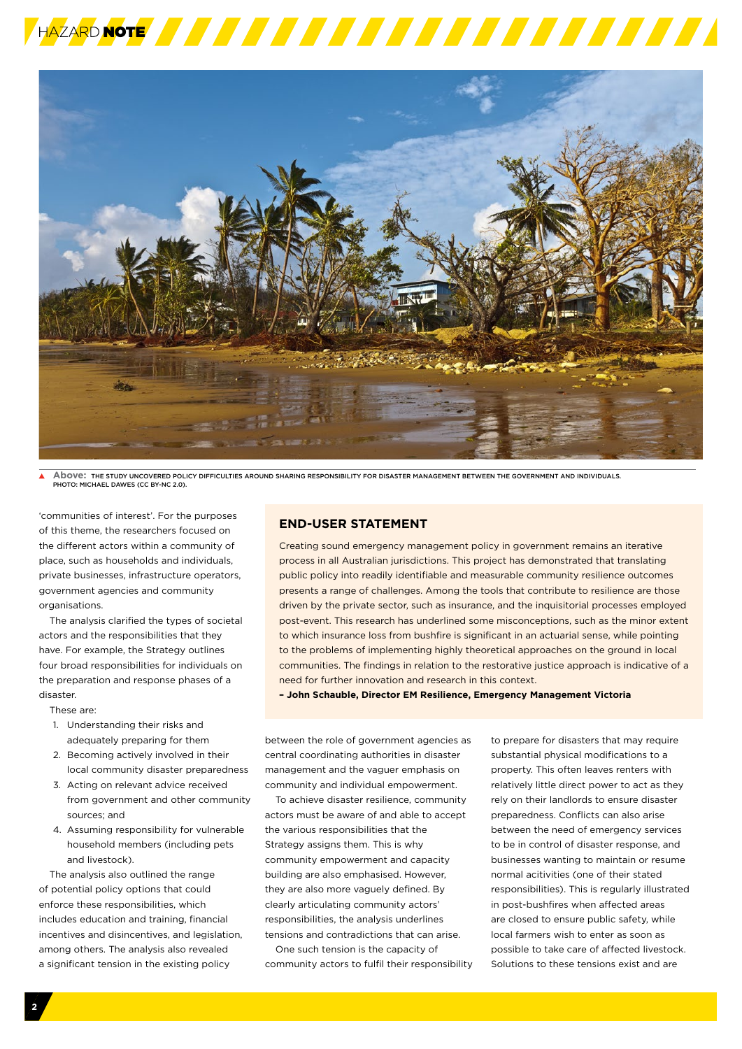Above: THE STUDY UNCOVERED POLICY DIFFICULTIES AROUND SHARING RESPONSIBILITY FOR DISASTER MANAGEMENT BETWEEN THE GOVERNMENT AND INDIVIDUALS. PHOTO: MICHAEL DAWES (CC BY-NC 2.0).

'communities of interest'. For the purposes of this theme, the researchers focused on the different actors within a community of place, such as households and individuals, private businesses, infrastructure operators, government agencies and community organisations.

The analysis clarified the types of societal actors and the responsibilities that they have. For example, the Strategy outlines four broad responsibilities for individuals on the preparation and response phases of a disaster.

These are:

1. Understanding their risks and adequately preparing for them
2. Becoming actively involved in their local community disaster preparedness
3. Acting on relevant advice received from government and other community sources; and
4. Assuming responsibility for vulnerable household members (including pets and livestock).

The analysis also outlined the range of potential policy options that could enforce these responsibilities, which includes education and training, financial incentives and disincentives, and legislation, among others. The analysis also revealed a significant tension in the existing policy between the role of government agencies as central coordinating authorities in disaster management and the vaguer emphasis on community and individual empowerment.

To achieve disaster resilience, community actors must be aware of and able to accept the various responsibilities that the Strategy assigns them. This is why community empowerment and capacity building are also emphasised. However, they are also more vaguely defined. By clearly articulating community actors' responsibilities, the analysis underlines tensions and contradictions that can arise.

One such tension is the capacity of community actors to fulfil their responsibility to prepare for disasters that may require substantial physical modifications to a property. This often leaves renters with relatively little direct power to act as they rely on their landlords to ensure disaster preparedness. Conflicts can also arise between the need of emergency services to be in control of disaster response, and businesses wanting to maintain or resume normal acitivities (one of their stated responsibilities). This is regularly illustrated in post-bushfires when affected areas are closed to ensure public safety, while local farmers wish to enter as soon as possible to take care of affected livestock. Solutions to these tensions exist and are

## END-USER STATEMENT

Creating sound emergency management policy in government remains an iterative process in all Australian jurisdictions. This project has demonstrated that translating public policy into readily identifiable and measurable community resilience outcomes presents a range of challenges. Among the tools that contribute to resilience are those driven by the private sector, such as insurance, and the inquisitorial processes employed post-event. This research has underlined some misconceptions, such as the minor extent to which insurance loss from bushfire is significant in an actuarial sense, while pointing to the problems of implementing highly theoretical approaches on the ground in local communities. The findings in relation to the restorative justice approach is indicative of a need for further innovation and research in this context.

**– John Schauble, Director EM Resilience, Emergency Management Victoria**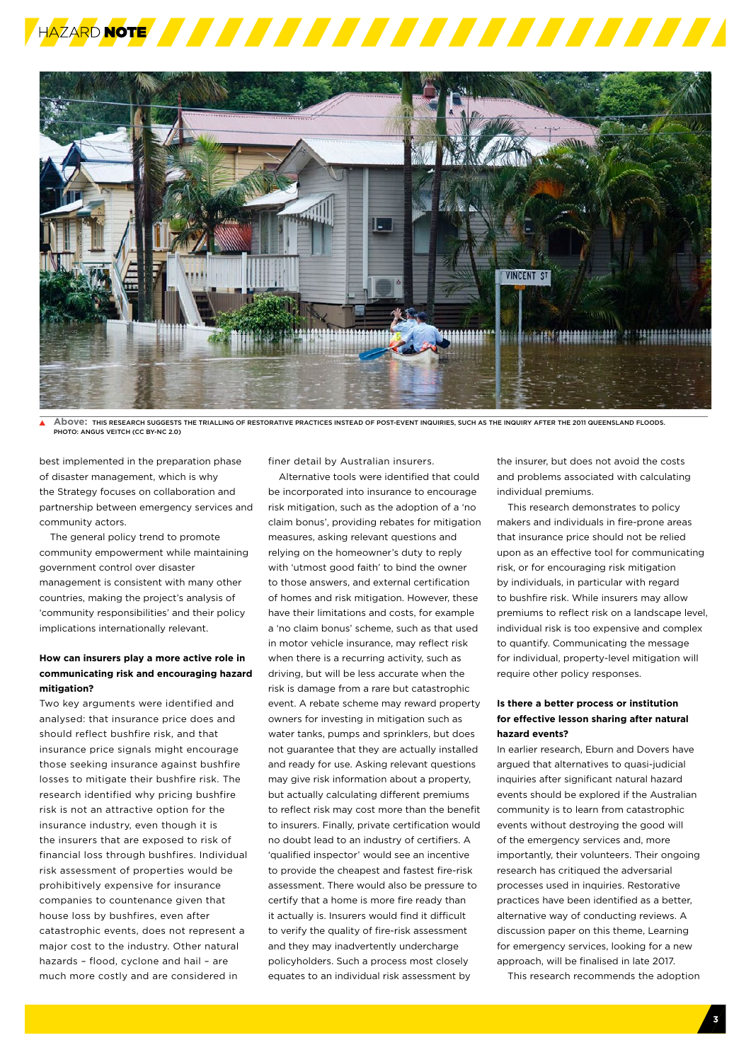**Above:** THIS RESEARCH SUGGESTS THE TRIALLING OF RESTORATIVE PRACTICES INSTEAD OF POST-EVENT INQUIRIES, SUCH AS THE INQUIRY AFTER THE 2011 QUEENSLAND FLOODS. PHOTO: ANGUS VEITCH (CC BY-NC 2.0)

best implemented in the preparation phase of disaster management, which is why the Strategy focuses on collaboration and partnership between emergency services and community actors.

The general policy trend to promote community empowerment while maintaining government control over disaster management is consistent with many other countries, making the project's analysis of 'community responsibilities' and their policy implications internationally relevant.

### How can insurers play a more active role in communicating risk and encouraging hazard mitigation?

Two key arguments were identified and analysed: that insurance price does and should reflect bushfire risk, and that insurance price signals might encourage those seeking insurance against bushfire losses to mitigate their bushfire risk. The research identified why pricing bushfire risk is not an attractive option for the insurance industry, even though it is the insurers that are exposed to risk of financial loss through bushfires. Individual risk assessment of properties would be prohibitively expensive for insurance companies to countenance given that house loss by bushfires, even after catastrophic events, does not represent a major cost to the industry. Other natural hazards – flood, cyclone and hail – are much more costly and are considered in finer detail by Australian insurers.

Alternative tools were identified that could be incorporated into insurance to encourage risk mitigation, such as the adoption of a 'no claim bonus', providing rebates for mitigation measures, asking relevant questions and relying on the homeowner's duty to reply with 'utmost good faith' to bind the owner to those answers, and external certification of homes and risk mitigation. However, these have their limitations and costs, for example a 'no claim bonus' scheme, such as that used in motor vehicle insurance, may reflect risk when there is a recurring activity, such as driving, but will be less accurate when the risk is damage from a rare but catastrophic event. A rebate scheme may reward property owners for investing in mitigation such as water tanks, pumps and sprinklers, but does not guarantee that they are actually installed and ready for use. Asking relevant questions may give risk information about a property, but actually calculating different premiums to reflect risk may cost more than the benefit to insurers. Finally, private certification would no doubt lead to an industry of certifiers. A 'qualified inspector' would see an incentive to provide the cheapest and fastest fire-risk assessment. There would also be pressure to certify that a home is more fire ready than it actually is. Insurers would find it difficult to verify the quality of fire-risk assessment and they may inadvertently undercharge policyholders. Such a process most closely equates to an individual risk assessment by the insurer, but does not avoid the costs and problems associated with calculating individual premiums.

This research demonstrates to policy makers and individuals in fire-prone areas that insurance price should not be relied upon as an effective tool for communicating risk, or for encouraging risk mitigation by individuals, in particular with regard to bushfire risk. While insurers may allow premiums to reflect risk on a landscape level, individual risk is too expensive and complex to quantify. Communicating the message for individual, property-level mitigation will require other policy responses.

### Is there a better process or institution for effective lesson sharing after natural hazard events?

In earlier research, Eburn and Dovers have argued that alternatives to quasi-judicial inquiries after significant natural hazard events should be explored if the Australian community is to learn from catastrophic events without destroying the good will of the emergency services and, more importantly, their volunteers. Their ongoing research has critiqued the adversarial processes used in inquiries. Restorative practices have been identified as a better, alternative way of conducting reviews. A discussion paper on this theme, Learning for emergency services, looking for a new approach, will be finalised in late 2017.

This research recommends the adoption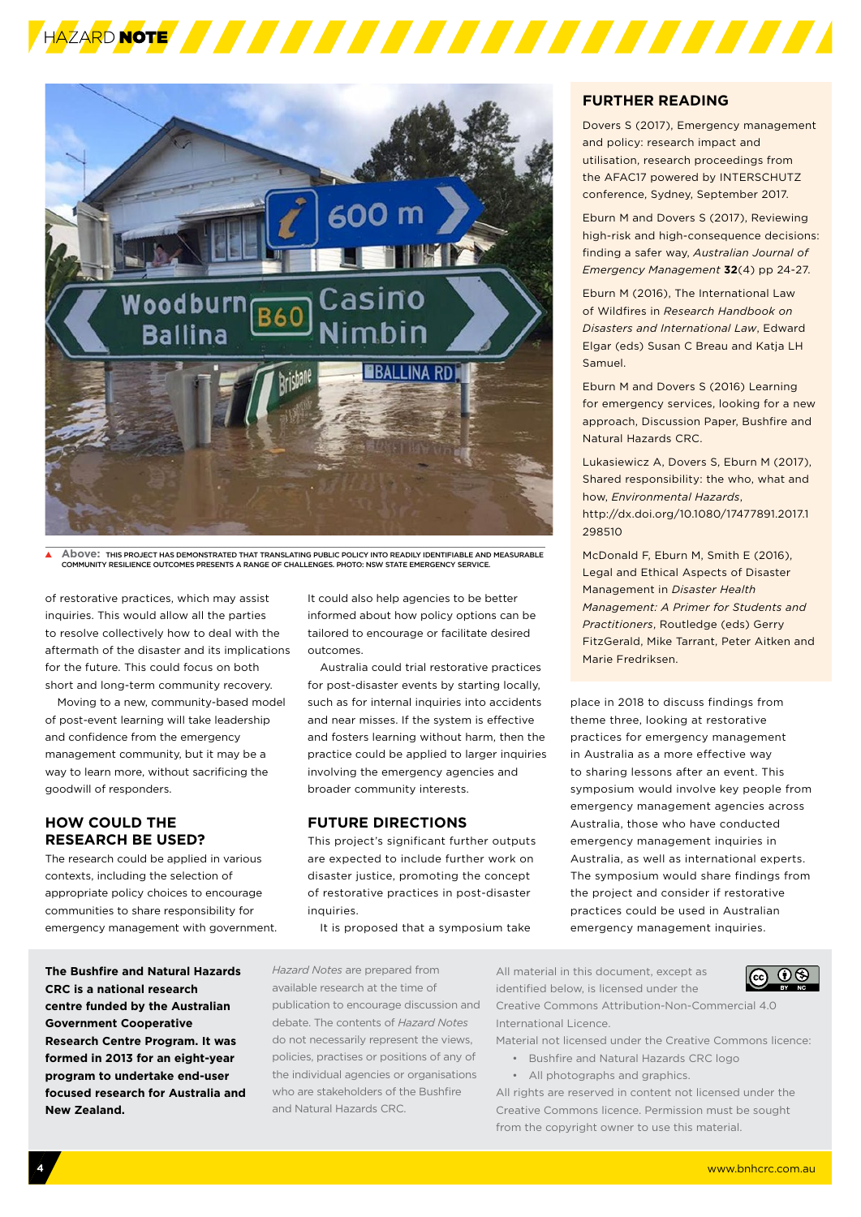Above: THIS PROJECT HAS DEMONSTRATED THAT TRANSLATING PUBLIC POLICY INTO READILY IDENTIFIABLE AND MEASURABLE COMMUNITY RESILIENCE OUTCOMES PRESENTS A RANGE OF CHALLENGES. PHOTO: NSW STATE EMERGENCY SERVICE.

of restorative practices, which may assist inquiries. This would allow all the parties to resolve collectively how to deal with the aftermath of the disaster and its implications for the future. This could focus on both short and long-term community recovery.

Moving to a new, community-based model of post-event learning will take leadership and confidence from the emergency management community, but it may be a way to learn more, without sacrificing the goodwill of responders.

## HOW COULD THE RESEARCH BE USED?

The research could be applied in various contexts, including the selection of appropriate policy choices to encourage communities to share responsibility for emergency management with government.

It could also help agencies to be better informed about how policy options can be tailored to encourage or facilitate desired outcomes.

Australia could trial restorative practices for post-disaster events by starting locally, such as for internal inquiries into accidents and near misses. If the system is effective and fosters learning without harm, then the practice could be applied to larger inquiries involving the emergency agencies and broader community interests.

## FUTURE DIRECTIONS

This project's significant further outputs are expected to include further work on disaster justice, promoting the concept of restorative practices in post-disaster inquiries.

It is proposed that a symposium take place in 2018 to discuss findings from theme three, looking at restorative practices for emergency management in Australia as a more effective way to sharing lessons after an event. This symposium would involve key people from emergency management agencies across Australia, those who have conducted emergency management inquiries in Australia, as well as international experts. The symposium would share findings from the project and consider if restorative practices could be used in Australian emergency management inquiries.

## FURTHER READING

Dovers S (2017), Emergency management and policy: research impact and utilisation, research proceedings from the AFAC17 powered by INTERSCHUTZ conference, Sydney, September 2017.

Eburn M and Dovers S (2017), Reviewing high-risk and high-consequence decisions: finding a safer way, *Australian Journal of Emergency Management* **32**(4) pp 24-27.

Eburn M (2016), The International Law of Wildfires in *Research Handbook on Disasters and International Law*, Edward Elgar (eds) Susan C Breau and Katja LH Samuel.

Eburn M and Dovers S (2016) Learning for emergency services, looking for a new approach, Discussion Paper, Bushfire and Natural Hazards CRC.

Lukasiewicz A, Dovers S, Eburn M (2017), Shared responsibility: the who, what and how, *Environmental Hazards*, http://dx.doi.org/10.1080/17477891.2017.1298510

McDonald F, Eburn M, Smith E (2016), Legal and Ethical Aspects of Disaster Management in *Disaster Health Management: A Primer for Students and Practitioners*, Routledge (eds) Gerry FitzGerald, Mike Tarrant, Peter Aitken and Marie Fredriksen.

**The Bushfire and Natural Hazards CRC is a national research centre funded by the Australian Government Cooperative Research Centre Program. It was formed in 2013 for an eight-year program to undertake end-user focused research for Australia and New Zealand.**

*Hazard Notes* are prepared from available research at the time of publication to encourage discussion and debate. The contents of *Hazard Notes* do not necessarily represent the views, policies, practises or positions of any of the individual agencies or organisations who are stakeholders of the Bushfire and Natural Hazards CRC.

All material in this document, except as identified below, is licensed under the Creative Commons Attribution-Non-Commercial 4.0 International Licence.

Material not licensed under the Creative Commons licence:

- Bushfire and Natural Hazards CRC logo
- All photographs and graphics.

All rights are reserved in content not licensed under the Creative Commons licence. Permission must be sought from the copyright owner to use this material.

www.bnhcrc.com.au